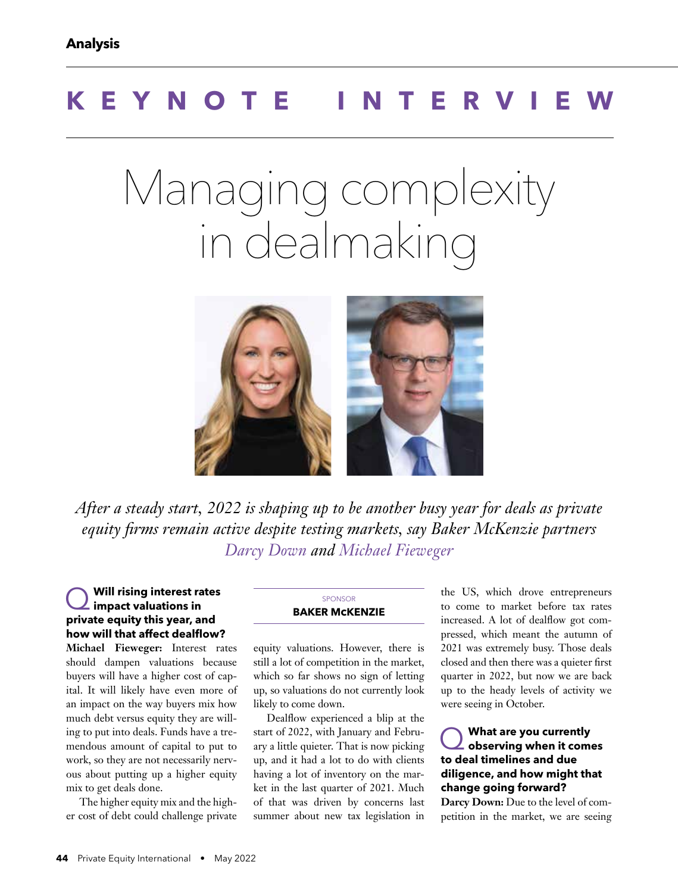Analysis

# KEYNOTE INTERVIEW

# Managing complexity in dealmaking

*After a steady start, 2022 is shaping up to be another busy year for deals as private equity firms remain active despite testing markets, say Baker McKenzie partners Darcy Down and Michael Fieweger*

SPONSOR
**BAKER McKENZIE**

### Q Will rising interest rates impact valuations in private equity this year, and how will that affect dealflow?

**Michael Fieweger:** Interest rates should dampen valuations because buyers will have a higher cost of capital. It will likely have even more of an impact on the way buyers mix how much debt versus equity they are willing to put into deals. Funds have a tremendous amount of capital to put to work, so they are not necessarily nervous about putting up a higher equity mix to get deals done.

The higher equity mix and the higher cost of debt could challenge private equity valuations. However, there is still a lot of competition in the market, which so far shows no sign of letting up, so valuations do not currently look likely to come down.

Dealflow experienced a blip at the start of 2022, with January and February a little quieter. That is now picking up, and it had a lot to do with clients having a lot of inventory on the market in the last quarter of 2021. Much of that was driven by concerns last summer about new tax legislation in the US, which drove entrepreneurs to come to market before tax rates increased. A lot of dealflow got compressed, which meant the autumn of 2021 was extremely busy. Those deals closed and then there was a quieter first quarter in 2022, but now we are back up to the heady levels of activity we were seeing in October.

### Q What are you currently observing when it comes to deal timelines and due diligence, and how might that change going forward?

**Darcy Down:** Due to the level of competition in the market, we are seeing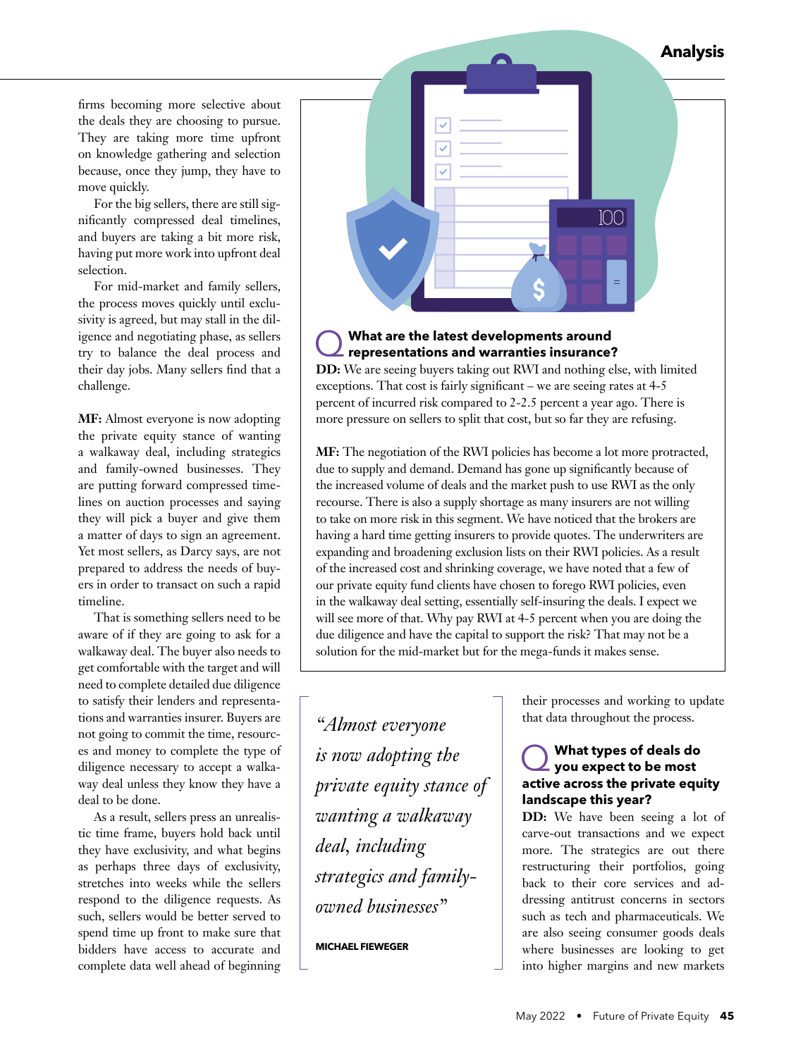firms becoming more selective about the deals they are choosing to pursue. They are taking more time upfront on knowledge gathering and selection because, once they jump, they have to move quickly.

For the big sellers, there are still significantly compressed deal timelines, and buyers are taking a bit more risk, having put more work into upfront deal selection.

For mid-market and family sellers, the process moves quickly until exclusivity is agreed, but may stall in the diligence and negotiating phase, as sellers try to balance the deal process and their day jobs. Many sellers find that a challenge.

**MF:** Almost everyone is now adopting the private equity stance of wanting a walkaway deal, including strategics and family-owned businesses. They are putting forward compressed timelines on auction processes and saying they will pick a buyer and give them a matter of days to sign an agreement. Yet most sellers, as Darcy says, are not prepared to address the needs of buyers in order to transact on such a rapid timeline.

That is something sellers need to be aware of if they are going to ask for a walkaway deal. The buyer also needs to get comfortable with the target and will need to complete detailed due diligence to satisfy their lenders and representations and warranties insurer. Buyers are not going to commit the time, resources and money to complete the type of diligence necessary to accept a walkaway deal unless they know they have a deal to be done.

As a result, sellers press an unrealistic time frame, buyers hold back until they have exclusivity, and what begins as perhaps three days of exclusivity, stretches into weeks while the sellers respond to the diligence requests. As such, sellers would be better served to spend time up front to make sure that bidders have access to accurate and complete data well ahead of beginning their processes and working to update that data throughout the process.

> *"Almost everyone is now adopting the private equity stance of wanting a walkaway deal, including strategics and family-owned businesses"*
>
> **MICHAEL FIEWEGER**

### Q What are the latest developments around representations and warranties insurance?

**DD:** We are seeing buyers taking out RWI and nothing else, with limited exceptions. That cost is fairly significant – we are seeing rates at 4-5 percent of incurred risk compared to 2-2.5 percent a year ago. There is more pressure on sellers to split that cost, but so far they are refusing.

**MF:** The negotiation of the RWI policies has become a lot more protracted, due to supply and demand. Demand has gone up significantly because of the increased volume of deals and the market push to use RWI as the only recourse. There is also a supply shortage as many insurers are not willing to take on more risk in this segment. We have noticed that the brokers are having a hard time getting insurers to provide quotes. The underwriters are expanding and broadening exclusion lists on their RWI policies. As a result of the increased cost and shrinking coverage, we have noted that a few of our private equity fund clients have chosen to forego RWI policies, even in the walkaway deal setting, essentially self-insuring the deals. I expect we will see more of that. Why pay RWI at 4-5 percent when you are doing the due diligence and have the capital to support the risk? That may not be a solution for the mid-market but for the mega-funds it makes sense.

### Q What types of deals do you expect to be most active across the private equity landscape this year?

**DD:** We have been seeing a lot of carve-out transactions and we expect more. The strategics are out there restructuring their portfolios, going back to their core services and addressing antitrust concerns in sectors such as tech and pharmaceuticals. We are also seeing consumer goods deals where businesses are looking to get into higher margins and new markets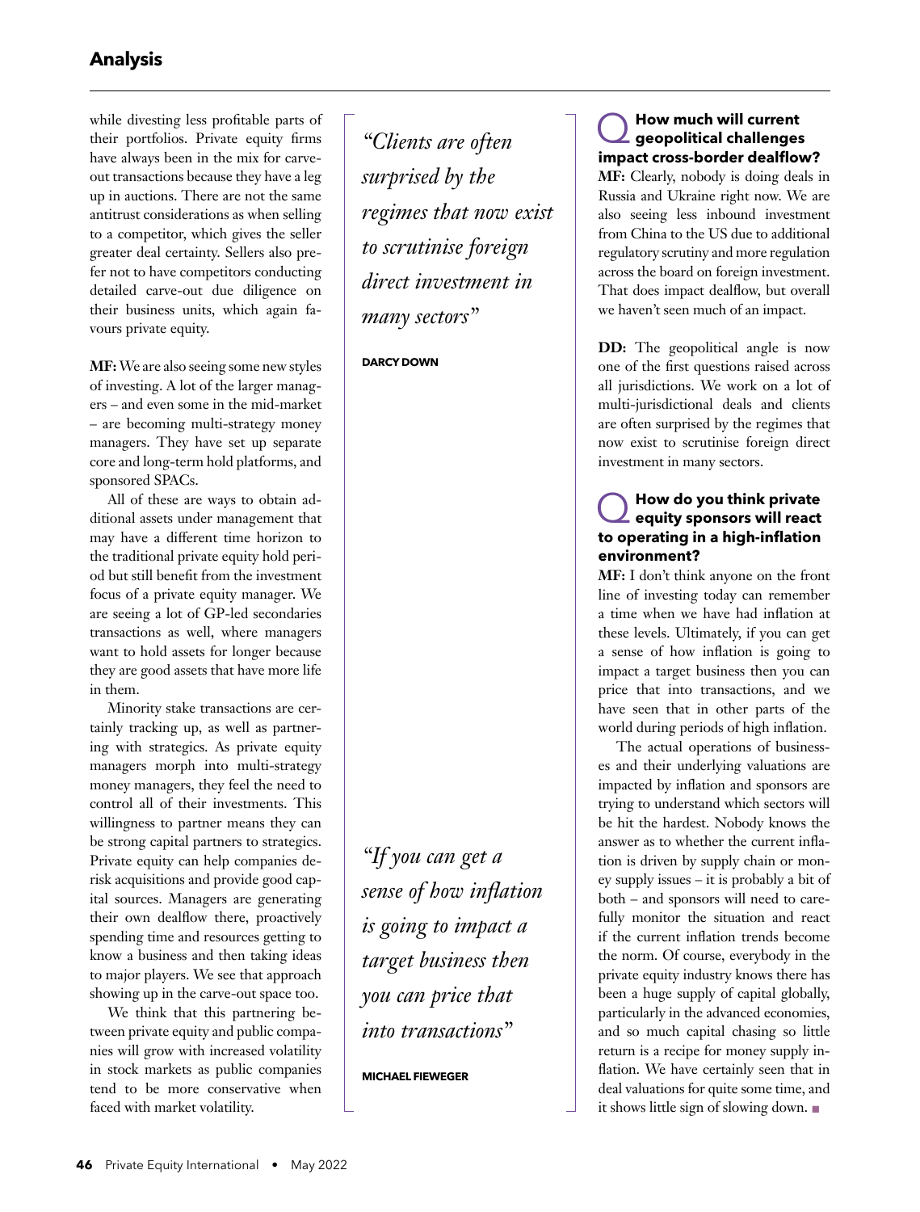while divesting less profitable parts of their portfolios. Private equity firms have always been in the mix for carve-out transactions because they have a leg up in auctions. There are not the same antitrust considerations as when selling to a competitor, which gives the seller greater deal certainty. Sellers also prefer not to have competitors conducting detailed carve-out due diligence on their business units, which again favours private equity.

**MF:** We are also seeing some new styles of investing. A lot of the larger managers – and even some in the mid-market – are becoming multi-strategy money managers. They have set up separate core and long-term hold platforms, and sponsored SPACs.

All of these are ways to obtain additional assets under management that may have a different time horizon to the traditional private equity hold period but still benefit from the investment focus of a private equity manager. We are seeing a lot of GP-led secondaries transactions as well, where managers want to hold assets for longer because they are good assets that have more life in them.

Minority stake transactions are certainly tracking up, as well as partnering with strategics. As private equity managers morph into multi-strategy money managers, they feel the need to control all of their investments. This willingness to partner means they can be strong capital partners to strategics. Private equity can help companies de-risk acquisitions and provide good capital sources. Managers are generating their own dealflow there, proactively spending time and resources getting to know a business and then taking ideas to major players. We see that approach showing up in the carve-out space too.

We think that this partnering between private equity and public companies will grow with increased volatility in stock markets as public companies tend to be more conservative when faced with market volatility.

> *"Clients are often surprised by the regimes that now exist to scrutinise foreign direct investment in many sectors"*
>
> **DARCY DOWN**

> *"If you can get a sense of how inflation is going to impact a target business then you can price that into transactions"*
>
> **MICHAEL FIEWEGER**

### Q How much will current geopolitical challenges impact cross-border dealflow?

**MF:** Clearly, nobody is doing deals in Russia and Ukraine right now. We are also seeing less inbound investment from China to the US due to additional regulatory scrutiny and more regulation across the board on foreign investment. That does impact dealflow, but overall we haven't seen much of an impact.

**DD:** The geopolitical angle is now one of the first questions raised across all jurisdictions. We work on a lot of multi-jurisdictional deals and clients are often surprised by the regimes that now exist to scrutinise foreign direct investment in many sectors.

### Q How do you think private equity sponsors will react to operating in a high-inflation environment?

**MF:** I don't think anyone on the front line of investing today can remember a time when we have had inflation at these levels. Ultimately, if you can get a sense of how inflation is going to impact a target business then you can price that into transactions, and we have seen that in other parts of the world during periods of high inflation.

The actual operations of businesses and their underlying valuations are impacted by inflation and sponsors are trying to understand which sectors will be hit the hardest. Nobody knows the answer as to whether the current inflation is driven by supply chain or money supply issues – it is probably a bit of both – and sponsors will need to carefully monitor the situation and react if the current inflation trends become the norm. Of course, everybody in the private equity industry knows there has been a huge supply of capital globally, particularly in the advanced economies, and so much capital chasing so little return is a recipe for money supply inflation. We have certainly seen that in deal valuations for quite some time, and it shows little sign of slowing down. ■